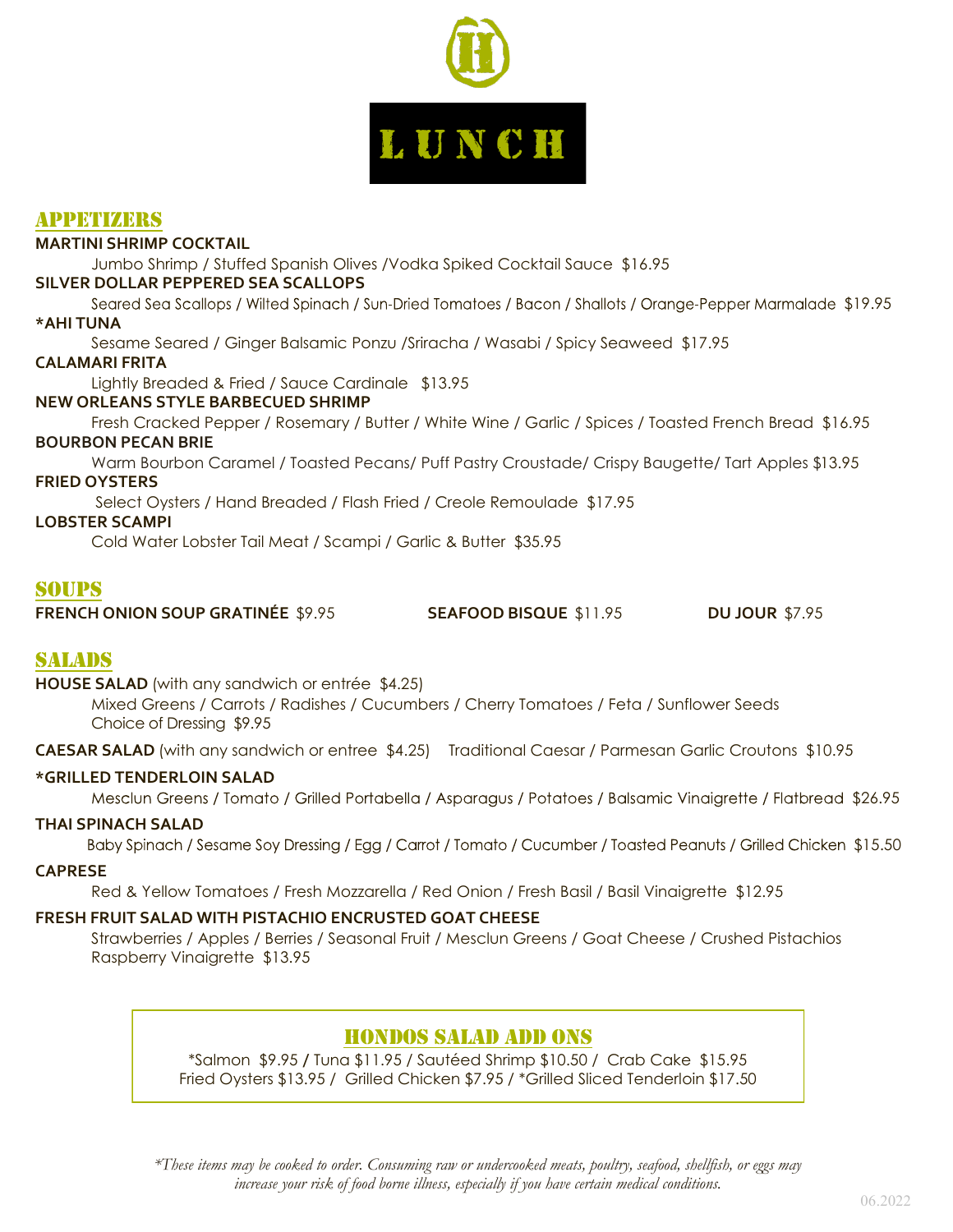# LUNCH

## APPETIZERS

**MARTINI SHRIMP COCKTAIL**
Jumbo Shrimp / Stuffed Spanish Olives /Vodka Spiked Cocktail Sauce $16.95

**SILVER DOLLAR PEPPERED SEA SCALLOPS**
Seared Sea Scallops / Wilted Spinach / Sun-Dried Tomatoes / Bacon / Shallots / Orange-Pepper Marmalade $19.95

***AHI TUNA**
Sesame Seared / Ginger Balsamic Ponzu /Sriracha / Wasabi / Spicy Seaweed $17.95

**CALAMARI FRITA**
Lightly Breaded & Fried / Sauce Cardinale $13.95

**NEW ORLEANS STYLE BARBECUED SHRIMP**
Fresh Cracked Pepper / Rosemary / Butter / White Wine / Garlic / Spices / Toasted French Bread $16.95

**BOURBON PECAN BRIE**
Warm Bourbon Caramel / Toasted Pecans/ Puff Pastry Croustade/ Crispy Baugette/ Tart Apples $13.95

**FRIED OYSTERS**
Select Oysters / Hand Breaded / Flash Fried / Creole Remoulade $17.95

**LOBSTER SCAMPI**
Cold Water Lobster Tail Meat / Scampi / Garlic & Butter $35.95

## SOUPS

**FRENCH ONION SOUP GRATINÉE** $9.95

**SEAFOOD BISQUE** $11.95

**DU JOUR** $7.95

## SALADS

**HOUSE SALAD** (with any sandwich or entrée $4.25)
Mixed Greens / Carrots / Radishes / Cucumbers / Cherry Tomatoes / Feta / Sunflower Seeds
Choice of Dressing $9.95

**CAESAR SALAD** (with any sandwich or entree $4.25) Traditional Caesar / Parmesan Garlic Croutons $10.95

***GRILLED TENDERLOIN SALAD**
Mesclun Greens / Tomato / Grilled Portabella / Asparagus / Potatoes / Balsamic Vinaigrette / Flatbread $26.95

**THAI SPINACH SALAD**
Baby Spinach / Sesame Soy Dressing / Egg / Carrot / Tomato / Cucumber / Toasted Peanuts / Grilled Chicken $15.50

**CAPRESE**
Red & Yellow Tomatoes / Fresh Mozzarella / Red Onion / Fresh Basil / Basil Vinaigrette $12.95

**FRESH FRUIT SALAD WITH PISTACHIO ENCRUSTED GOAT CHEESE**
Strawberries / Apples / Berries / Seasonal Fruit / Mesclun Greens / Goat Cheese / Crushed Pistachios
Raspberry Vinaigrette $13.95

### HONDOS SALAD ADD ONS

*Salmon $9.95 / Tuna $11.95 / Sautéed Shrimp $10.50 / Crab Cake $15.95
Fried Oysters $13.95 / Grilled Chicken $7.95 / *Grilled Sliced Tenderloin $17.50

*\*These items may be cooked to order. Consuming raw or undercooked meats, poultry, seafood, shellfish, or eggs may increase your risk of food borne illness, especially if you have certain medical conditions.*

06.2022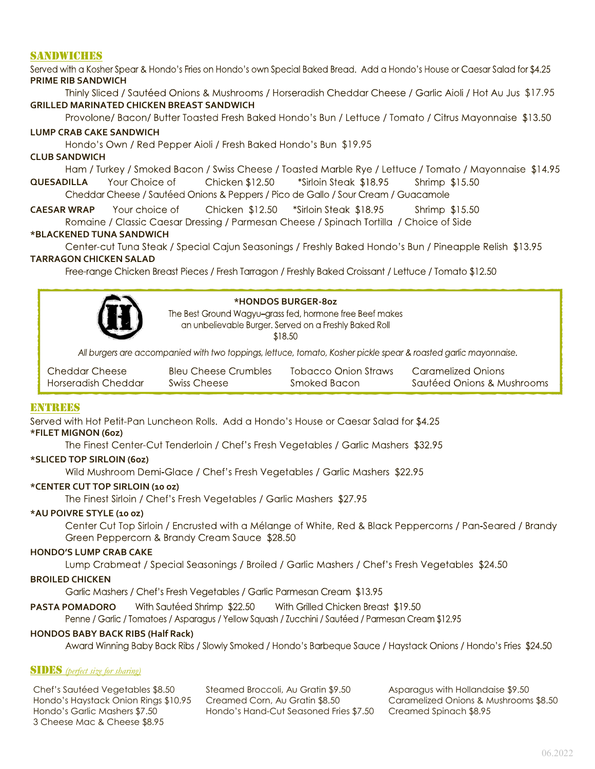## SANDWICHES

Served with a Kosher Spear & Hondo's Fries on Hondo's own Special Baked Bread. Add a Hondo's House or Caesar Salad for $4.25

**PRIME RIB SANDWICH**

Thinly Sliced / Sautéed Onions & Mushrooms / Horseradish Cheddar Cheese / Garlic Aioli / Hot Au Jus $17.95

**GRILLED MARINATED CHICKEN BREAST SANDWICH**

Provolone/ Bacon/ Butter Toasted Fresh Baked Hondo's Bun / Lettuce / Tomato / Citrus Mayonnaise $13.50

**LUMP CRAB CAKE SANDWICH**

Hondo's Own / Red Pepper Aioli / Fresh Baked Hondo's Bun $19.95

**CLUB SANDWICH**

Ham / Turkey / Smoked Bacon / Swiss Cheese / Toasted Marble Rye / Lettuce / Tomato / Mayonnaise $14.95

**QUESADILLA** Your Choice of Chicken $12.50 *Sirloin Steak $18.95 Shrimp $15.50

Cheddar Cheese / Sautéed Onions & Peppers / Pico de Gallo / Sour Cream / Guacamole

**CAESAR WRAP** Your choice of Chicken $12.50 *Sirloin Steak $18.95 Shrimp $15.50

Romaine / Classic Caesar Dressing / Parmesan Cheese / Spinach Tortilla / Choice of Side

***BLACKENED TUNA SANDWICH**

Center-cut Tuna Steak / Special Cajun Seasonings / Freshly Baked Hondo's Bun / Pineapple Relish $13.95

**TARRAGON CHICKEN SALAD**

Free-range Chicken Breast Pieces / Fresh Tarragon / Freshly Baked Croissant / Lettuce / Tomato $12.50

**\*HONDOS BURGER-8oz**

The Best Ground Wagyu–grass fed, hormone free Beef makes an unbelievable Burger. Served on a Freshly Baked Roll

$18.50

*All burgers are accompanied with two toppings, lettuce, tomato, Kosher pickle spear & roasted garlic mayonnaise.*

| | | | |
|---|---|---|---|
| Cheddar Cheese | Bleu Cheese Crumbles | Tobacco Onion Straws | Caramelized Onions |
| Horseradish Cheddar | Swiss Cheese | Smoked Bacon | Sautéed Onions & Mushrooms |

## ENTREES

Served with Hot Petit-Pan Luncheon Rolls. Add a Hondo's House or Caesar Salad for $4.25

***FILET MIGNON (6oz)**

The Finest Center-Cut Tenderloin / Chef's Fresh Vegetables / Garlic Mashers $32.95

***SLICED TOP SIRLOIN (6oz)**

Wild Mushroom Demi-Glace / Chef's Fresh Vegetables / Garlic Mashers $22.95

***CENTER CUT TOP SIRLOIN (10 oz)**

The Finest Sirloin / Chef's Fresh Vegetables / Garlic Mashers $27.95

***AU POIVRE STYLE (10 oz)**

Center Cut Top Sirloin / Encrusted with a Mélange of White, Red & Black Peppercorns / Pan-Seared / Brandy Green Peppercorn & Brandy Cream Sauce $28.50

**HONDO'S LUMP CRAB CAKE**

Lump Crabmeat / Special Seasonings / Broiled / Garlic Mashers / Chef's Fresh Vegetables $24.50

**BROILED CHICKEN**

Garlic Mashers / Chef's Fresh Vegetables / Garlic Parmesan Cream $13.95

**PASTA POMADORO** With Sautéed Shrimp $22.50 With Grilled Chicken Breast $19.50

Penne / Garlic / Tomatoes / Asparagus / Yellow Squash / Zucchini / Sautéed / Parmesan Cream $12.95

**HONDOS BABY BACK RIBS (Half Rack)**

Award Winning Baby Back Ribs / Slowly Smoked / Hondo's Barbeque Sauce / Haystack Onions / Hondo's Fries $24.50

## SIDES *(perfect size for sharing)*

Chef's Sautéed Vegetables $8.50
Hondo's Haystack Onion Rings $10.95
Hondo's Garlic Mashers $7.50
3 Cheese Mac & Cheese $8.95
Steamed Broccoli, Au Gratin $9.50
Creamed Corn, Au Gratin $8.50
Hondo's Hand-Cut Seasoned Fries $7.50
Asparagus with Hollandaise $9.50
Caramelized Onions & Mushrooms $8.50
Creamed Spinach $8.95

06.2022